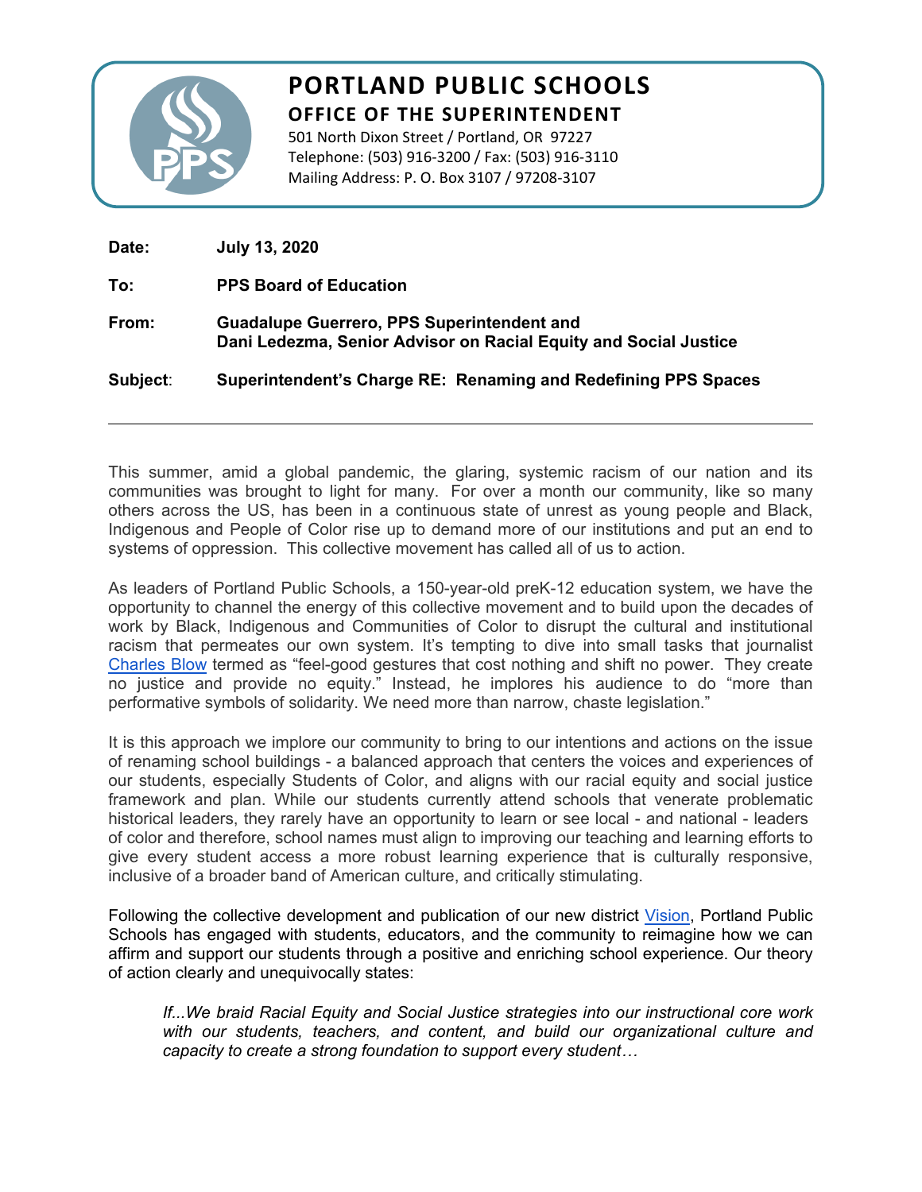# PORTLAND PUBLIC SCHOOLS

## OFFICE OF THE SUPERINTENDENT

501 North Dixon Street / Portland, OR 97227
Telephone: (503) 916-3200 / Fax: (503) 916-3110
Mailing Address: P. O. Box 3107 / 97208-3107

**Date:** **July 13, 2020**

**To:** **PPS Board of Education**

**From:** **Guadalupe Guerrero, PPS Superintendent and**
**Dani Ledezma, Senior Advisor on Racial Equity and Social Justice**

**Subject:** **Superintendent's Charge RE: Renaming and Redefining PPS Spaces**

---

This summer, amid a global pandemic, the glaring, systemic racism of our nation and its communities was brought to light for many. For over a month our community, like so many others across the US, has been in a continuous state of unrest as young people and Black, Indigenous and People of Color rise up to demand more of our institutions and put an end to systems of oppression. This collective movement has called all of us to action.

As leaders of Portland Public Schools, a 150-year-old preK-12 education system, we have the opportunity to channel the energy of this collective movement and to build upon the decades of work by Black, Indigenous and Communities of Color to disrupt the cultural and institutional racism that permeates our own system. It's tempting to dive into small tasks that journalist Charles Blow termed as "feel-good gestures that cost nothing and shift no power. They create no justice and provide no equity." Instead, he implores his audience to do "more than performative symbols of solidarity. We need more than narrow, chaste legislation."

It is this approach we implore our community to bring to our intentions and actions on the issue of renaming school buildings - a balanced approach that centers the voices and experiences of our students, especially Students of Color, and aligns with our racial equity and social justice framework and plan. While our students currently attend schools that venerate problematic historical leaders, they rarely have an opportunity to learn or see local - and national - leaders of color and therefore, school names must align to improving our teaching and learning efforts to give every student access a more robust learning experience that is culturally responsive, inclusive of a broader band of American culture, and critically stimulating.

Following the collective development and publication of our new district Vision, Portland Public Schools has engaged with students, educators, and the community to reimagine how we can affirm and support our students through a positive and enriching school experience. Our theory of action clearly and unequivocally states:

> *If...We braid Racial Equity and Social Justice strategies into our instructional core work with our students, teachers, and content, and build our organizational culture and capacity to create a strong foundation to support every student…*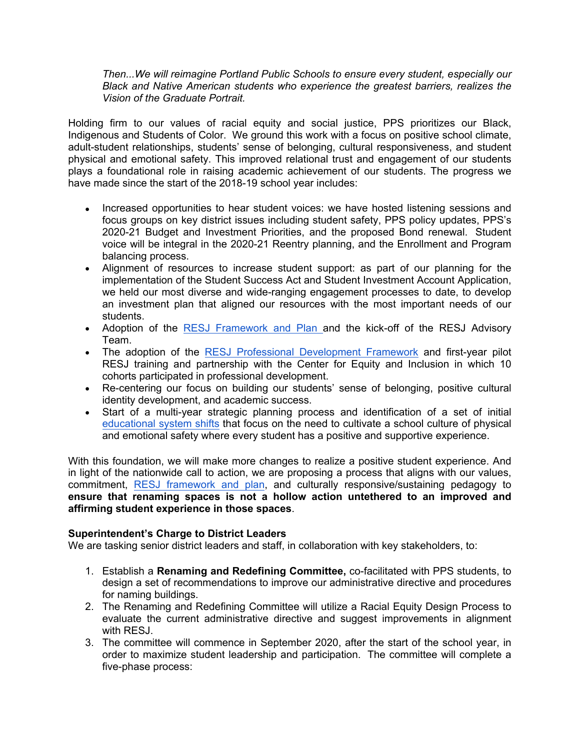*Then...We will reimagine Portland Public Schools to ensure every student, especially our Black and Native American students who experience the greatest barriers, realizes the Vision of the Graduate Portrait.*

Holding firm to our values of racial equity and social justice, PPS prioritizes our Black, Indigenous and Students of Color. We ground this work with a focus on positive school climate, adult-student relationships, students' sense of belonging, cultural responsiveness, and student physical and emotional safety. This improved relational trust and engagement of our students plays a foundational role in raising academic achievement of our students. The progress we have made since the start of the 2018-19 school year includes:

- Increased opportunities to hear student voices: we have hosted listening sessions and focus groups on key district issues including student safety, PPS policy updates, PPS's 2020-21 Budget and Investment Priorities, and the proposed Bond renewal. Student voice will be integral in the 2020-21 Reentry planning, and the Enrollment and Program balancing process.
- Alignment of resources to increase student support: as part of our planning for the implementation of the Student Success Act and Student Investment Account Application, we held our most diverse and wide-ranging engagement processes to date, to develop an investment plan that aligned our resources with the most important needs of our students.
- Adoption of the RESJ Framework and Plan and the kick-off of the RESJ Advisory Team.
- The adoption of the RESJ Professional Development Framework and first-year pilot RESJ training and partnership with the Center for Equity and Inclusion in which 10 cohorts participated in professional development.
- Re-centering our focus on building our students' sense of belonging, positive cultural identity development, and academic success.
- Start of a multi-year strategic planning process and identification of a set of initial educational system shifts that focus on the need to cultivate a school culture of physical and emotional safety where every student has a positive and supportive experience.

With this foundation, we will make more changes to realize a positive student experience. And in light of the nationwide call to action, we are proposing a process that aligns with our values, commitment, RESJ framework and plan, and culturally responsive/sustaining pedagogy to **ensure that renaming spaces is not a hollow action untethered to an improved and affirming student experience in those spaces**.

**Superintendent's Charge to District Leaders**
We are tasking senior district leaders and staff, in collaboration with key stakeholders, to:

1. Establish a **Renaming and Redefining Committee,** co-facilitated with PPS students, to design a set of recommendations to improve our administrative directive and procedures for naming buildings.
2. The Renaming and Redefining Committee will utilize a Racial Equity Design Process to evaluate the current administrative directive and suggest improvements in alignment with RESJ.
3. The committee will commence in September 2020, after the start of the school year, in order to maximize student leadership and participation. The committee will complete a five-phase process: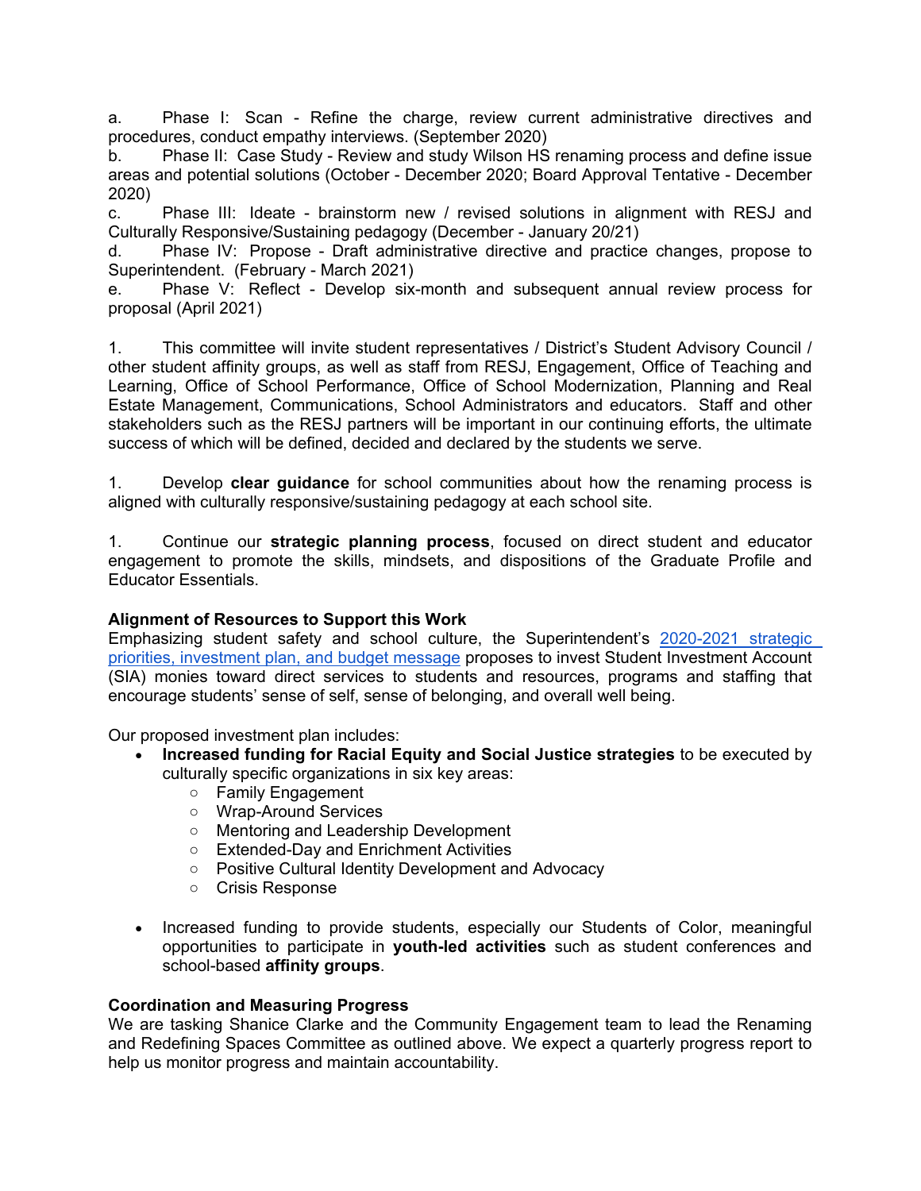a. Phase I: Scan - Refine the charge, review current administrative directives and procedures, conduct empathy interviews. (September 2020)
b. Phase II: Case Study - Review and study Wilson HS renaming process and define issue areas and potential solutions (October - December 2020; Board Approval Tentative - December 2020)
c. Phase III: Ideate - brainstorm new / revised solutions in alignment with RESJ and Culturally Responsive/Sustaining pedagogy (December - January 20/21)
d. Phase IV: Propose - Draft administrative directive and practice changes, propose to Superintendent. (February - March 2021)
e. Phase V: Reflect - Develop six-month and subsequent annual review process for proposal (April 2021)

1. This committee will invite student representatives / District's Student Advisory Council / other student affinity groups, as well as staff from RESJ, Engagement, Office of Teaching and Learning, Office of School Performance, Office of School Modernization, Planning and Real Estate Management, Communications, School Administrators and educators. Staff and other stakeholders such as the RESJ partners will be important in our continuing efforts, the ultimate success of which will be defined, decided and declared by the students we serve.

1. Develop **clear guidance** for school communities about how the renaming process is aligned with culturally responsive/sustaining pedagogy at each school site.

1. Continue our **strategic planning process**, focused on direct student and educator engagement to promote the skills, mindsets, and dispositions of the Graduate Profile and Educator Essentials.

**Alignment of Resources to Support this Work**
Emphasizing student safety and school culture, the Superintendent's [2020-2021 strategic priorities, investment plan, and budget message]() proposes to invest Student Investment Account (SIA) monies toward direct services to students and resources, programs and staffing that encourage students' sense of self, sense of belonging, and overall well being.

Our proposed investment plan includes:

- **Increased funding for Racial Equity and Social Justice strategies** to be executed by culturally specific organizations in six key areas:
  - Family Engagement
  - Wrap-Around Services
  - Mentoring and Leadership Development
  - Extended-Day and Enrichment Activities
  - Positive Cultural Identity Development and Advocacy
  - Crisis Response

- Increased funding to provide students, especially our Students of Color, meaningful opportunities to participate in **youth-led activities** such as student conferences and school-based **affinity groups**.

**Coordination and Measuring Progress**
We are tasking Shanice Clarke and the Community Engagement team to lead the Renaming and Redefining Spaces Committee as outlined above. We expect a quarterly progress report to help us monitor progress and maintain accountability.